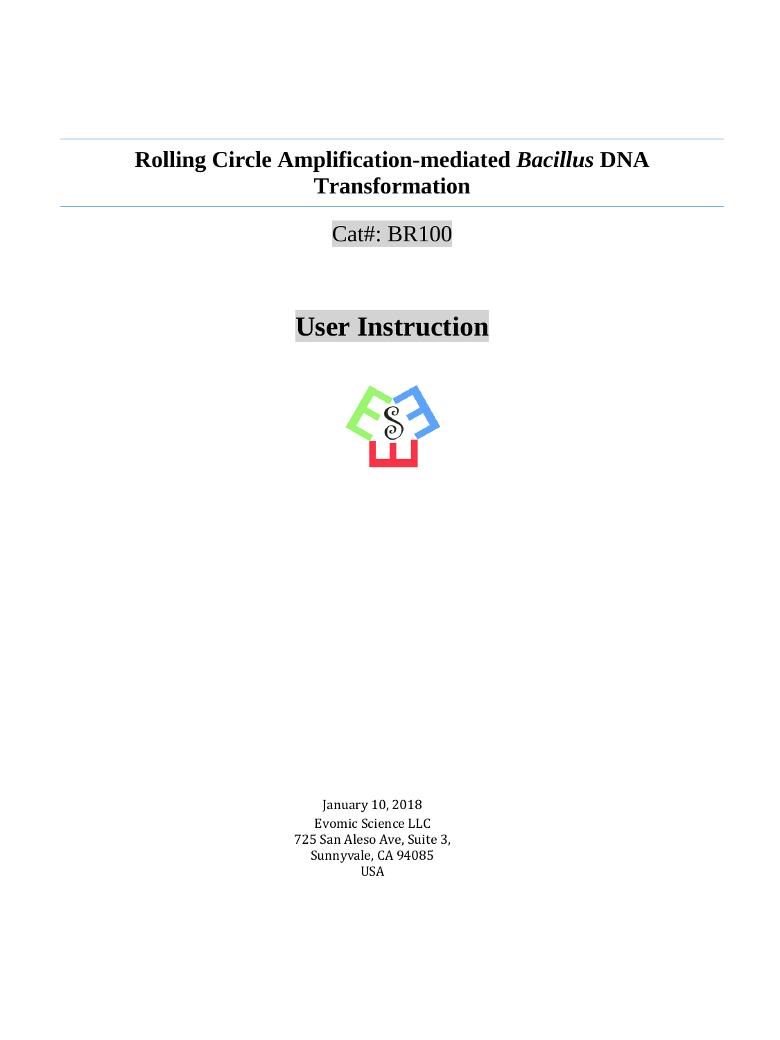# Rolling Circle Amplification-mediated *Bacillus* DNA Transformation

Cat#: BR100

# User Instruction

January 10, 2018

Evomic Science LLC

725 San Aleso Ave, Suite 3,

Sunnyvale, CA 94085

USA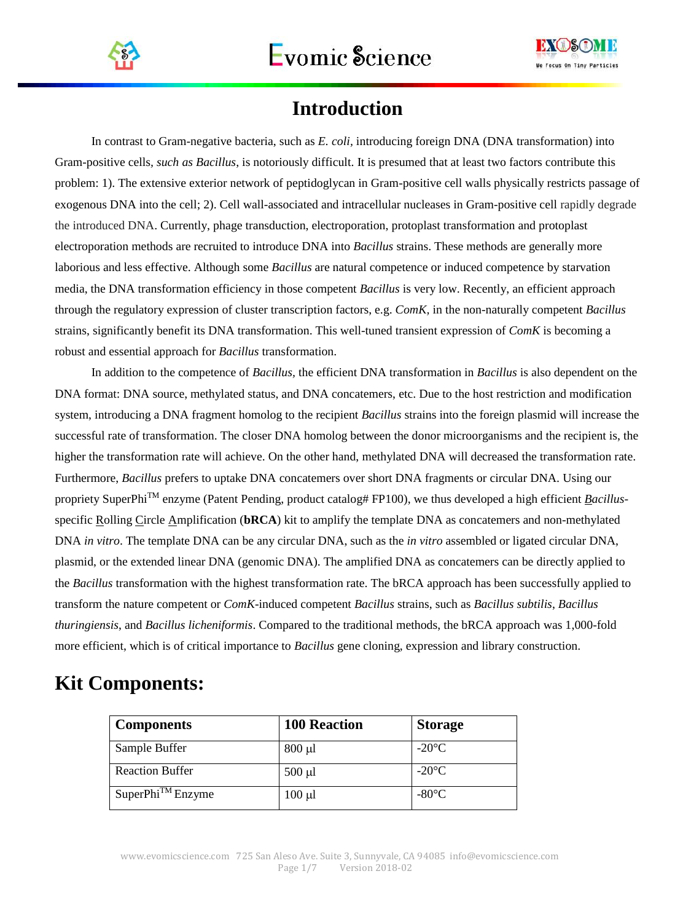# Introduction

In contrast to Gram-negative bacteria, such as *E. coli*, introducing foreign DNA (DNA transformation) into Gram-positive cells, *such as Bacillus*, is notoriously difficult. It is presumed that at least two factors contribute this problem: 1). The extensive exterior network of peptidoglycan in Gram-positive cell walls physically restricts passage of exogenous DNA into the cell; 2). Cell wall-associated and intracellular nucleases in Gram-positive cell rapidly degrade the introduced DNA. Currently, phage transduction, electroporation, protoplast transformation and protoplast electroporation methods are recruited to introduce DNA into *Bacillus* strains. These methods are generally more laborious and less effective. Although some *Bacillus* are natural competence or induced competence by starvation media, the DNA transformation efficiency in those competent *Bacillus* is very low. Recently, an efficient approach through the regulatory expression of cluster transcription factors, e.g. *ComK*, in the non-naturally competent *Bacillus* strains, significantly benefit its DNA transformation. This well-tuned transient expression of *ComK* is becoming a robust and essential approach for *Bacillus* transformation.

In addition to the competence of *Bacillus*, the efficient DNA transformation in *Bacillus* is also dependent on the DNA format: DNA source, methylated status, and DNA concatemers, etc. Due to the host restriction and modification system, introducing a DNA fragment homolog to the recipient *Bacillus* strains into the foreign plasmid will increase the successful rate of transformation. The closer DNA homolog between the donor microorganisms and the recipient is, the higher the transformation rate will achieve. On the other hand, methylated DNA will decreased the transformation rate. Furthermore, *Bacillus* prefers to uptake DNA concatemers over short DNA fragments or circular DNA. Using our propriety SuperPhi™ enzyme (Patent Pending, product catalog# FP100), we thus developed a high efficient *Bacillus*-specific Rolling Circle Amplification (**bRCA**) kit to amplify the template DNA as concatemers and non-methylated DNA *in vitro*. The template DNA can be any circular DNA, such as the *in vitro* assembled or ligated circular DNA, plasmid, or the extended linear DNA (genomic DNA). The amplified DNA as concatemers can be directly applied to the *Bacillus* transformation with the highest transformation rate. The bRCA approach has been successfully applied to transform the nature competent or *ComK*-induced competent *Bacillus* strains, such as *Bacillus subtilis*, *Bacillus thuringiensis*, and *Bacillus licheniformis*. Compared to the traditional methods, the bRCA approach was 1,000-fold more efficient, which is of critical importance to *Bacillus* gene cloning, expression and library construction.

# Kit Components:

| Components | 100 Reaction | Storage |
|---|---|---|
| Sample Buffer | 800 µl | -20°C |
| Reaction Buffer | 500 µl | -20°C |
| SuperPhi™ Enzyme | 100 µl | -80°C |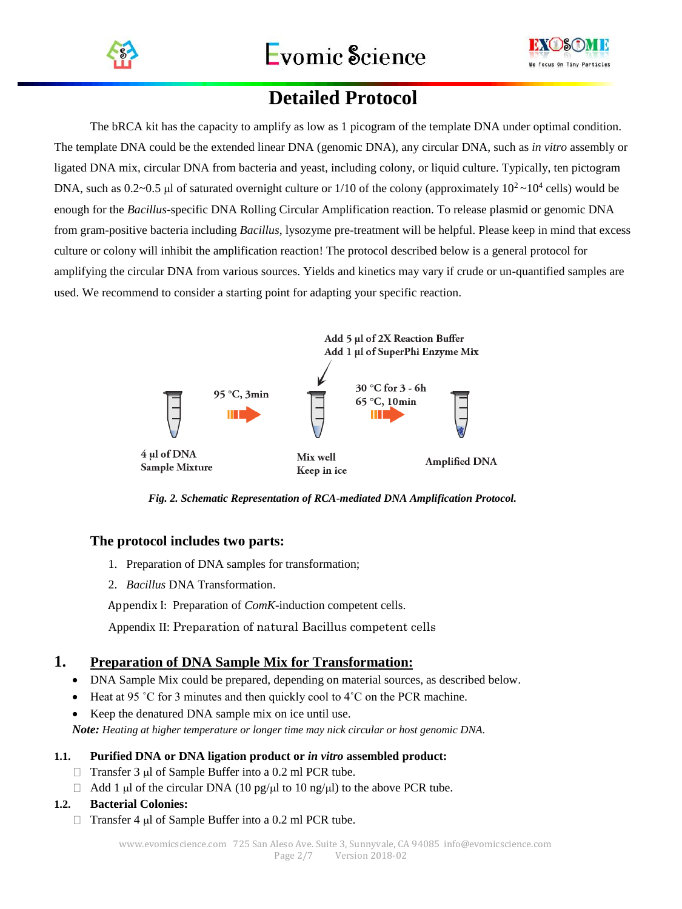# Detailed Protocol

The bRCA kit has the capacity to amplify as low as 1 picogram of the template DNA under optimal condition. The template DNA could be the extended linear DNA (genomic DNA), any circular DNA, such as *in vitro* assembly or ligated DNA mix, circular DNA from bacteria and yeast, including colony, or liquid culture. Typically, ten pictogram DNA, such as 0.2~0.5 µl of saturated overnight culture or 1/10 of the colony (approximately $10^2$~$10^4$ cells) would be enough for the *Bacillus*-specific DNA Rolling Circular Amplification reaction. To release plasmid or genomic DNA from gram-positive bacteria including *Bacillus*, lysozyme pre-treatment will be helpful. Please keep in mind that excess culture or colony will inhibit the amplification reaction! The protocol described below is a general protocol for amplifying the circular DNA from various sources. Yields and kinetics may vary if crude or un-quantified samples are used. We recommend to consider a starting point for adapting your specific reaction.

4 µl of DNA Sample Mixture → 95 °C, 3min → Mix well, Keep in ice (Add 5 µl of 2X Reaction Buffer; Add 1 µl of SuperPhi Enzyme Mix) → 30 °C for 3 - 6h, 65 °C, 10min → Amplified DNA

*Fig. 2. Schematic Representation of RCA-mediated DNA Amplification Protocol.*

### The protocol includes two parts:

1. Preparation of DNA samples for transformation;
2. *Bacillus* DNA Transformation.

Appendix I: Preparation of *ComK*-induction competent cells.

Appendix II: Preparation of natural Bacillus competent cells

## 1. Preparation of DNA Sample Mix for Transformation:

- DNA Sample Mix could be prepared, depending on material sources, as described below.
- Heat at 95 ˚C for 3 minutes and then quickly cool to 4˚C on the PCR machine.
- Keep the denatured DNA sample mix on ice until use.

***Note:*** *Heating at higher temperature or longer time may nick circular or host genomic DNA.*

### 1.1. Purified DNA or DNA ligation product or *in vitro* assembled product:

- Transfer 3 µl of Sample Buffer into a 0.2 ml PCR tube.
- Add 1 µl of the circular DNA (10 pg/µl to 10 ng/µl) to the above PCR tube.

### 1.2. Bacterial Colonies:

- Transfer 4 µl of Sample Buffer into a 0.2 ml PCR tube.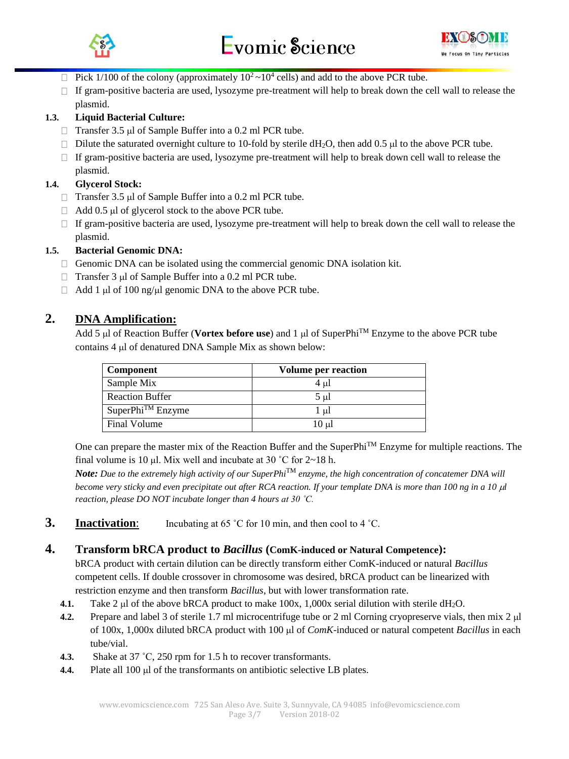- Pick 1/100 of the colony (approximately $10^2$~$10^4$ cells) and add to the above PCR tube.
- If gram-positive bacteria are used, lysozyme pre-treatment will help to break down the cell wall to release the plasmid.

**1.3. Liquid Bacterial Culture:**

- Transfer 3.5 μl of Sample Buffer into a 0.2 ml PCR tube.
- Dilute the saturated overnight culture to 10-fold by sterile $dH_2O$, then add 0.5 μl to the above PCR tube.
- If gram-positive bacteria are used, lysozyme pre-treatment will help to break down cell wall to release the plasmid.

**1.4. Glycerol Stock:**

- Transfer 3.5 μl of Sample Buffer into a 0.2 ml PCR tube.
- Add 0.5 μl of glycerol stock to the above PCR tube.
- If gram-positive bacteria are used, lysozyme pre-treatment will help to break down the cell wall to release the plasmid.

**1.5. Bacterial Genomic DNA:**

- Genomic DNA can be isolated using the commercial genomic DNA isolation kit.
- Transfer 3 μl of Sample Buffer into a 0.2 ml PCR tube.
- Add 1 μl of 100 ng/μl genomic DNA to the above PCR tube.

## 2. DNA Amplification:

Add 5 μl of Reaction Buffer (**Vortex before use**) and 1 μl of SuperPhi™ Enzyme to the above PCR tube contains 4 μl of denatured DNA Sample Mix as shown below:

| Component | Volume per reaction |
|---|---|
| Sample Mix | 4 μl |
| Reaction Buffer | 5 μl |
| SuperPhi™ Enzyme | 1 μl |
| Final Volume | 10 μl |

One can prepare the master mix of the Reaction Buffer and the SuperPhi™ Enzyme for multiple reactions. The final volume is 10 μl. Mix well and incubate at 30 ˚C for 2~18 h.

***Note:*** *Due to the extremely high activity of our SuperPhi™ enzyme, the high concentration of concatemer DNA will become very sticky and even precipitate out after RCA reaction. If your template DNA is more than 100 ng in a 10 μl reaction, please DO NOT incubate longer than 4 hours at 30 ˚C.*

## 3. Inactivation:

Incubating at 65 ˚C for 10 min, and then cool to 4 ˚C.

## 4. Transform bRCA product to *Bacillus* (ComK-induced or Natural Competence):

bRCA product with certain dilution can be directly transform either ComK-induced or natural *Bacillus* competent cells. If double crossover in chromosome was desired, bRCA product can be linearized with restriction enzyme and then transform *Bacillus*, but with lower transformation rate.

**4.1.** Take 2 μl of the above bRCA product to make 100x, 1,000x serial dilution with sterile $dH_2O$.

**4.2.** Prepare and label 3 of sterile 1.7 ml microcentrifuge tube or 2 ml Corning cryopreserve vials, then mix 2 μl of 100x, 1,000x diluted bRCA product with 100 μl of *ComK*-induced or natural competent *Bacillus* in each tube/vial.

**4.3.** Shake at 37 ˚C, 250 rpm for 1.5 h to recover transformants.

**4.4.** Plate all 100 μl of the transformants on antibiotic selective LB plates.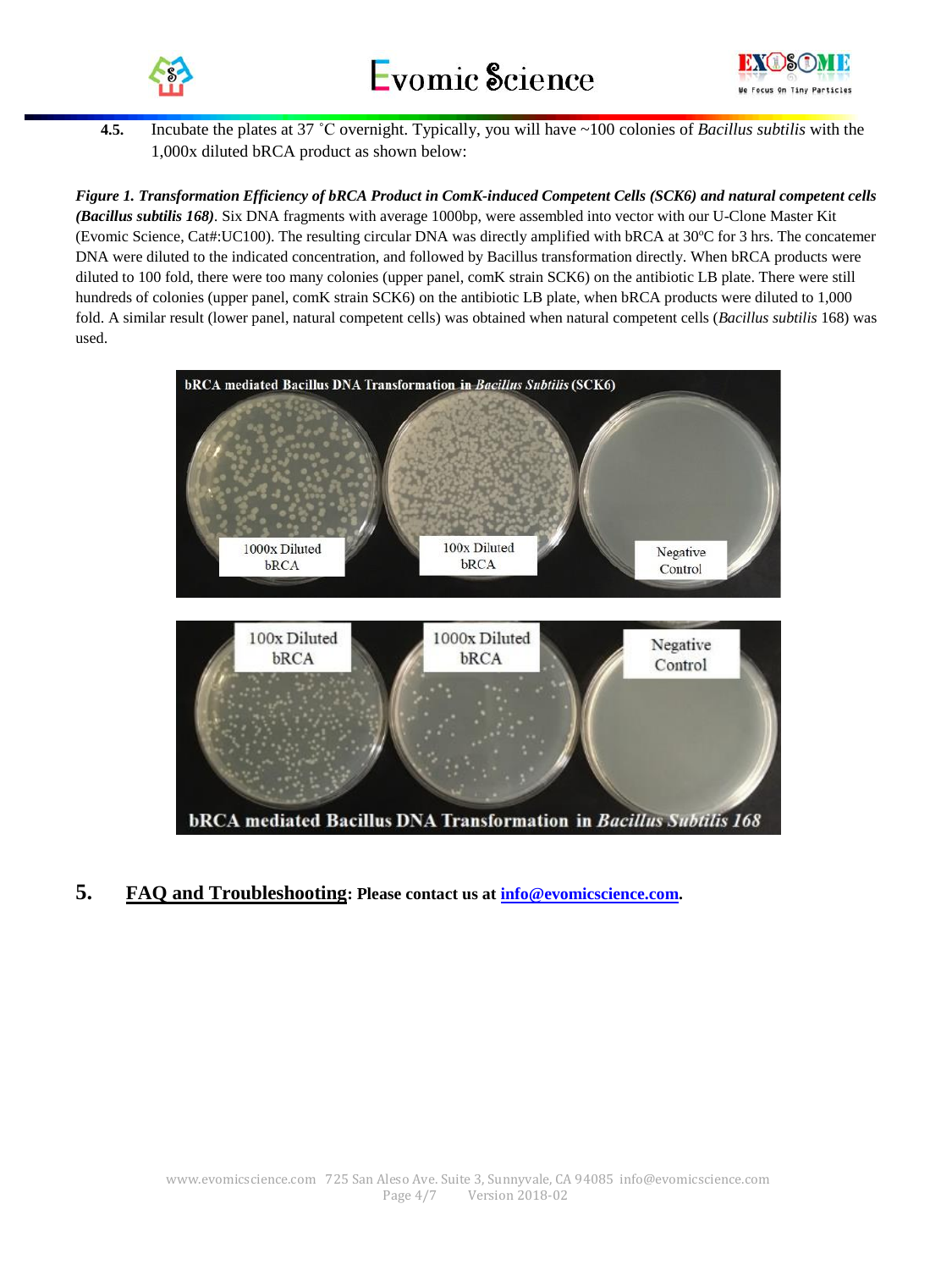**4.5.** Incubate the plates at 37 ˚C overnight. Typically, you will have ~100 colonies of *Bacillus subtilis* with the 1,000x diluted bRCA product as shown below:

***Figure 1. Transformation Efficiency of bRCA Product in ComK-induced Competent Cells (SCK6) and natural competent cells (Bacillus subtilis 168)***. Six DNA fragments with average 1000bp, were assembled into vector with our U-Clone Master Kit (Evomic Science, Cat#:UC100). The resulting circular DNA was directly amplified with bRCA at 30ºC for 3 hrs. The concatemer DNA were diluted to the indicated concentration, and followed by Bacillus transformation directly. When bRCA products were diluted to 100 fold, there were too many colonies (upper panel, comK strain SCK6) on the antibiotic LB plate. There were still hundreds of colonies (upper panel, comK strain SCK6) on the antibiotic LB plate, when bRCA products were diluted to 1,000 fold. A similar result (lower panel, natural competent cells) was obtained when natural competent cells (*Bacillus subtilis* 168) was used.

## 5. FAQ and Troubleshooting: Please contact us at info@evomicscience.com.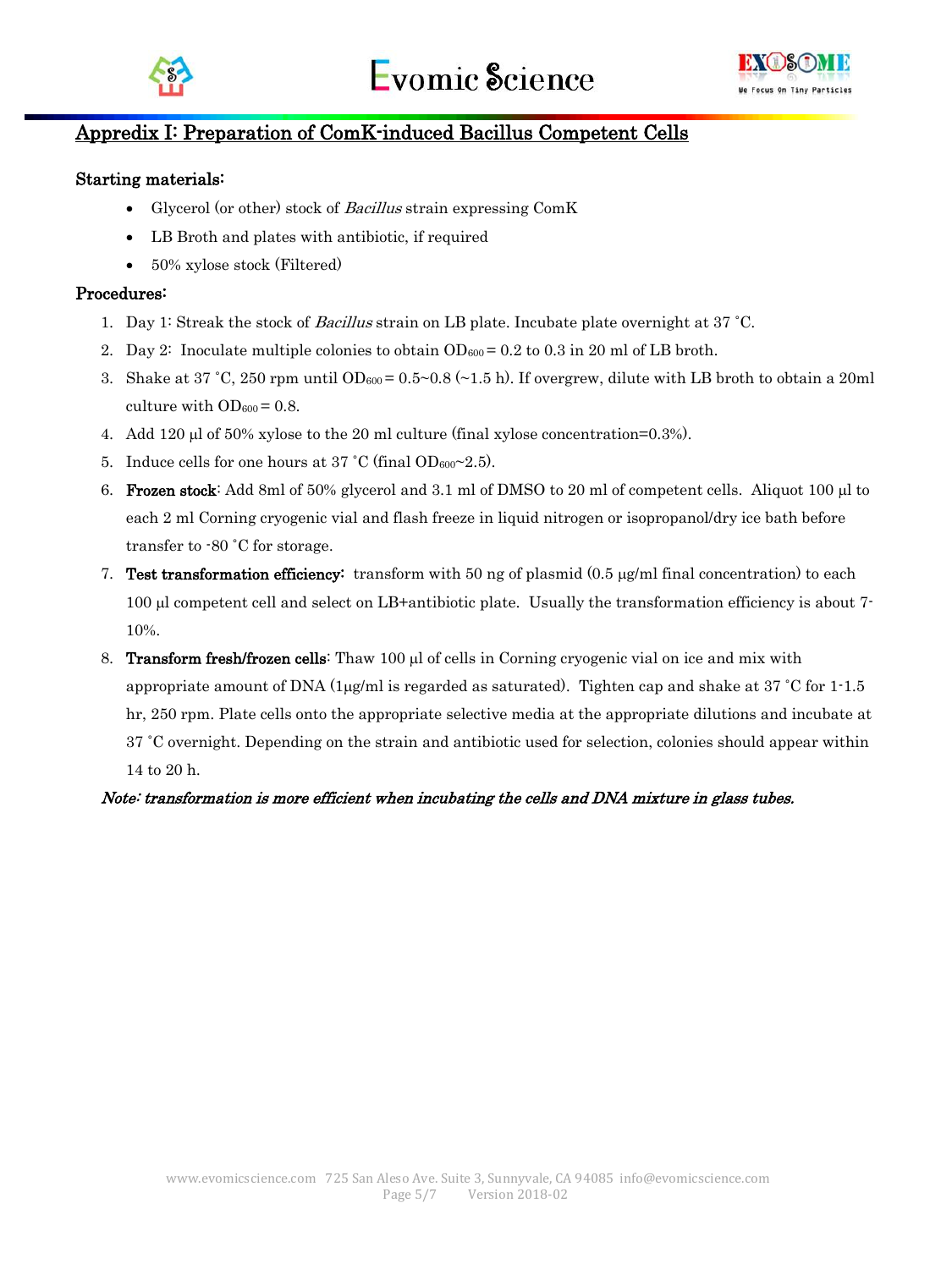## Appredix I: Preparation of ComK-induced Bacillus Competent Cells

### Starting materials:

- Glycerol (or other) stock of *Bacillus* strain expressing ComK
- LB Broth and plates with antibiotic, if required
- 50% xylose stock (Filtered)

### Procedures:

1. Day 1: Streak the stock of *Bacillus* strain on LB plate. Incubate plate overnight at 37 ˚C.
2. Day 2: Inoculate multiple colonies to obtain $OD_{600}$ = 0.2 to 0.3 in 20 ml of LB broth.
3. Shake at 37 ˚C, 250 rpm until $OD_{600}$ = 0.5~0.8 (~1.5 h). If overgrew, dilute with LB broth to obtain a 20ml culture with $OD_{600}$ = 0.8.
4. Add 120 µl of 50% xylose to the 20 ml culture (final xylose concentration=0.3%).
5. Induce cells for one hours at 37 ˚C (final $OD_{600}$~2.5).
6. **Frozen stock**: Add 8ml of 50% glycerol and 3.1 ml of DMSO to 20 ml of competent cells. Aliquot 100 µl to each 2 ml Corning cryogenic vial and flash freeze in liquid nitrogen or isopropanol/dry ice bath before transfer to -80 ˚C for storage.
7. **Test transformation efficiency:** transform with 50 ng of plasmid (0.5 µg/ml final concentration) to each 100 µl competent cell and select on LB+antibiotic plate. Usually the transformation efficiency is about 7-10%.
8. **Transform fresh/frozen cells**: Thaw 100 µl of cells in Corning cryogenic vial on ice and mix with appropriate amount of DNA (1µg/ml is regarded as saturated). Tighten cap and shake at 37 ˚C for 1-1.5 hr, 250 rpm. Plate cells onto the appropriate selective media at the appropriate dilutions and incubate at 37 ˚C overnight. Depending on the strain and antibiotic used for selection, colonies should appear within 14 to 20 h.

***Note: transformation is more efficient when incubating the cells and DNA mixture in glass tubes.***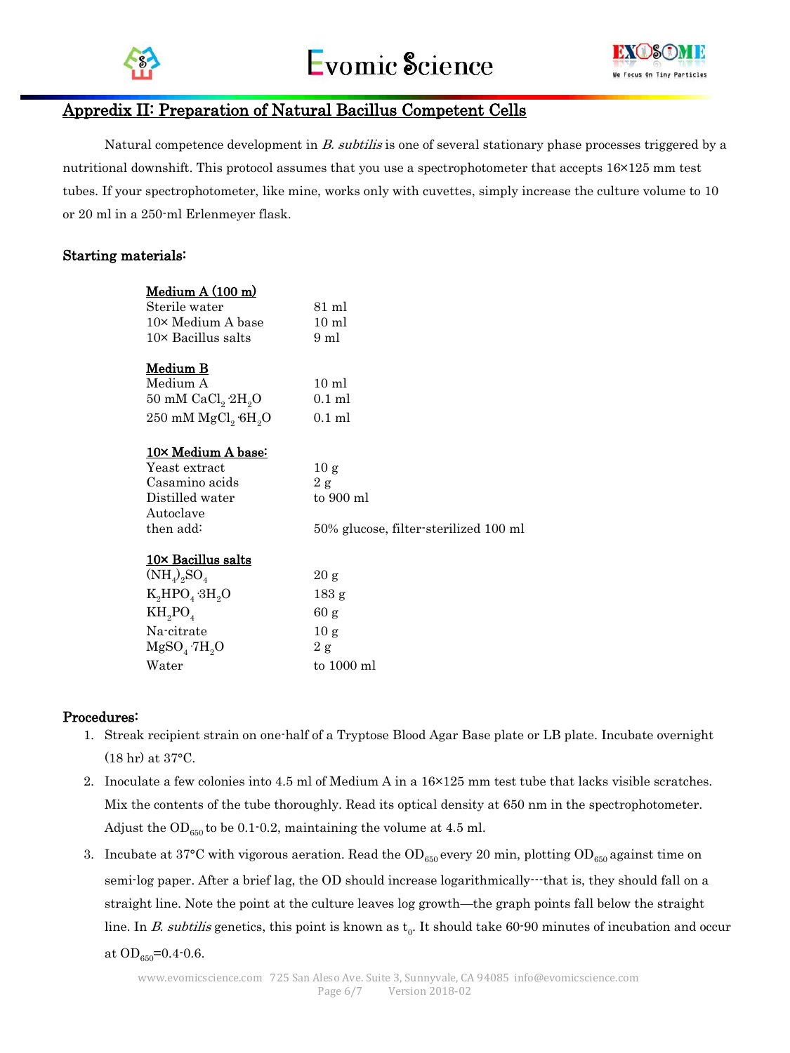## Appredix II: Preparation of Natural Bacillus Competent Cells

Natural competence development in *B. subtilis* is one of several stationary phase processes triggered by a nutritional downshift. This protocol assumes that you use a spectrophotometer that accepts 16×125 mm test tubes. If your spectrophotometer, like mine, works only with cuvettes, simply increase the culture volume to 10 or 20 ml in a 250-ml Erlenmeyer flask.

### Starting materials:

**Medium A (100 m)**

| | |
|---|---|
| Sterile water | 81 ml |
| 10× Medium A base | 10 ml |
| 10× Bacillus salts | 9 ml |

**Medium B**

| | |
|---|---|
| Medium A | 10 ml |
| 50 mM $CaCl_2 \cdot 2H_2O$ | 0.1 ml |
| 250 mM $MgCl_2 \cdot 6H_2O$ | 0.1 ml |

**10× Medium A base:**

| | |
|---|---|
| Yeast extract | 10 g |
| Casamino acids | 2 g |
| Distilled water | to 900 ml |
| Autoclave | |
| then add: | 50% glucose, filter-sterilized 100 ml |

**10× Bacillus salts**

| | |
|---|---|
| $(NH_4)_2SO_4$ | 20 g |
| $K_2HPO_4 \cdot 3H_2O$ | 183 g |
| $KH_2PO_4$ | 60 g |
| Na-citrate | 10 g |
| $MgSO_4 \cdot 7H_2O$ | 2 g |
| Water | to 1000 ml |

### Procedures:

1. Streak recipient strain on one-half of a Tryptose Blood Agar Base plate or LB plate. Incubate overnight (18 hr) at 37°C.
2. Inoculate a few colonies into 4.5 ml of Medium A in a 16×125 mm test tube that lacks visible scratches. Mix the contents of the tube thoroughly. Read its optical density at 650 nm in the spectrophotometer. Adjust the $OD_{650}$ to be 0.1-0.2, maintaining the volume at 4.5 ml.
3. Incubate at 37°C with vigorous aeration. Read the $OD_{650}$ every 20 min, plotting $OD_{650}$ against time on semi-log paper. After a brief lag, the OD should increase logarithmically---that is, they should fall on a straight line. Note the point at the culture leaves log growth—the graph points fall below the straight line. In *B. subtilis* genetics, this point is known as $t_0$. It should take 60-90 minutes of incubation and occur at $OD_{650}$=0.4-0.6.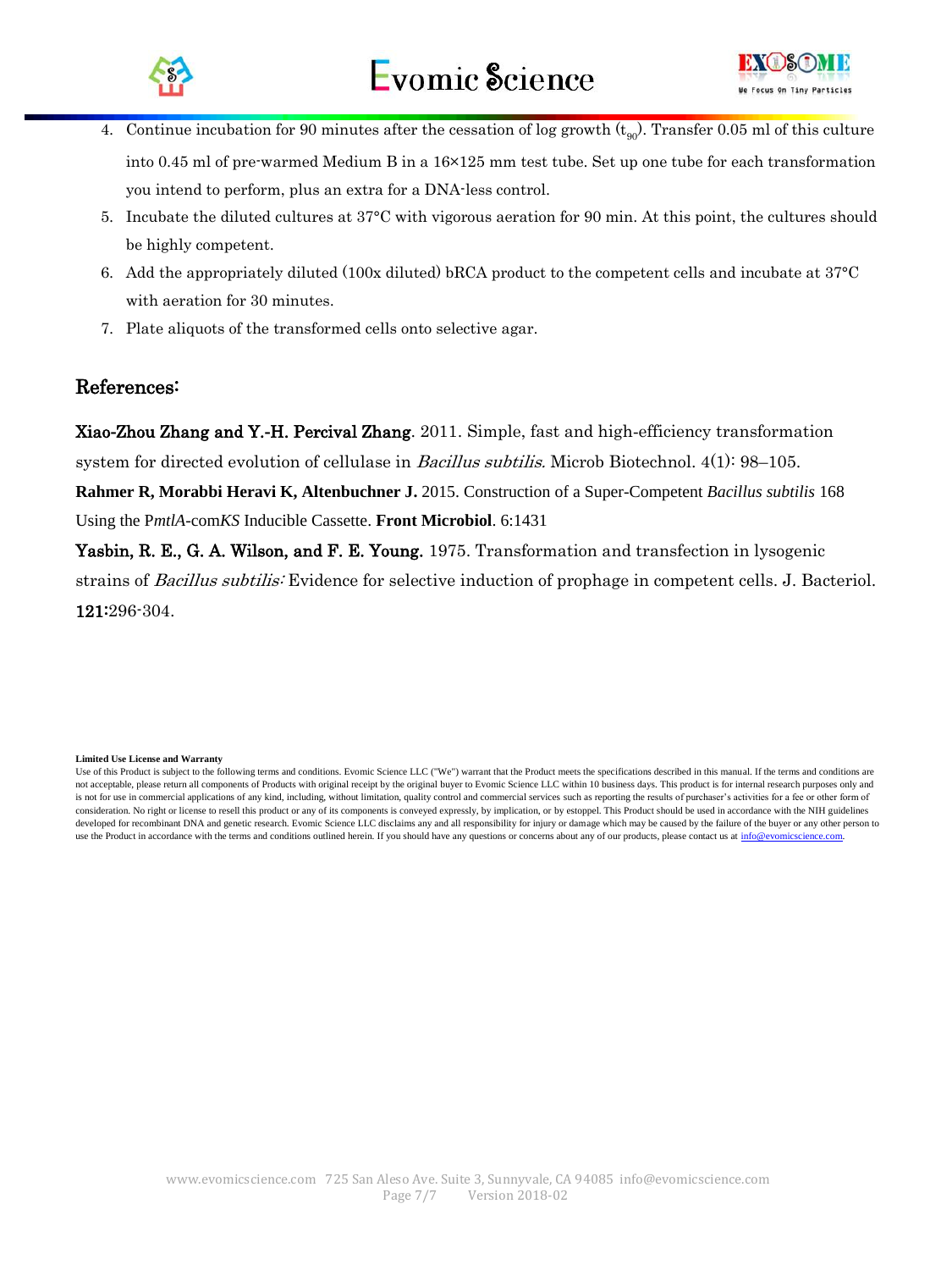4. Continue incubation for 90 minutes after the cessation of log growth ($t_{90}$). Transfer 0.05 ml of this culture into 0.45 ml of pre-warmed Medium B in a 16×125 mm test tube. Set up one tube for each transformation you intend to perform, plus an extra for a DNA-less control.
5. Incubate the diluted cultures at 37°C with vigorous aeration for 90 min. At this point, the cultures should be highly competent.
6. Add the appropriately diluted (100x diluted) bRCA product to the competent cells and incubate at 37°C with aeration for 30 minutes.
7. Plate aliquots of the transformed cells onto selective agar.

## References:

**Xiao-Zhou Zhang and Y.-H. Percival Zhang**. 2011. Simple, fast and high-efficiency transformation system for directed evolution of cellulase in *Bacillus subtilis*. Microb Biotechnol. 4(1): 98–105.

**Rahmer R, Morabbi Heravi K, Altenbuchner J.** 2015. Construction of a Super-Competent *Bacillus subtilis* 168 Using the P*mtlA*-com*KS* Inducible Cassette. **Front Microbiol**. 6:1431

**Yasbin, R. E., G. A. Wilson, and F. E. Young.** 1975. Transformation and transfection in lysogenic strains of *Bacillus subtilis*: Evidence for selective induction of prophage in competent cells. J. Bacteriol. **121**:296-304.

**Limited Use License and Warranty**

Use of this Product is subject to the following terms and conditions. Evomic Science LLC ("We") warrant that the Product meets the specifications described in this manual. If the terms and conditions are not acceptable, please return all components of Products with original receipt by the original buyer to Evomic Science LLC within 10 business days. This product is for internal research purposes only and is not for use in commercial applications of any kind, including, without limitation, quality control and commercial services such as reporting the results of purchaser's activities for a fee or other form of consideration. No right or license to resell this product or any of its components is conveyed expressly, by implication, or by estoppel. This Product should be used in accordance with the NIH guidelines developed for recombinant DNA and genetic research. Evomic Science LLC disclaims any and all responsibility for injury or damage which may be caused by the failure of the buyer or any other person to use the Product in accordance with the terms and conditions outlined herein. If you should have any questions or concerns about any of our products, please contact us at info@evomicscience.com.